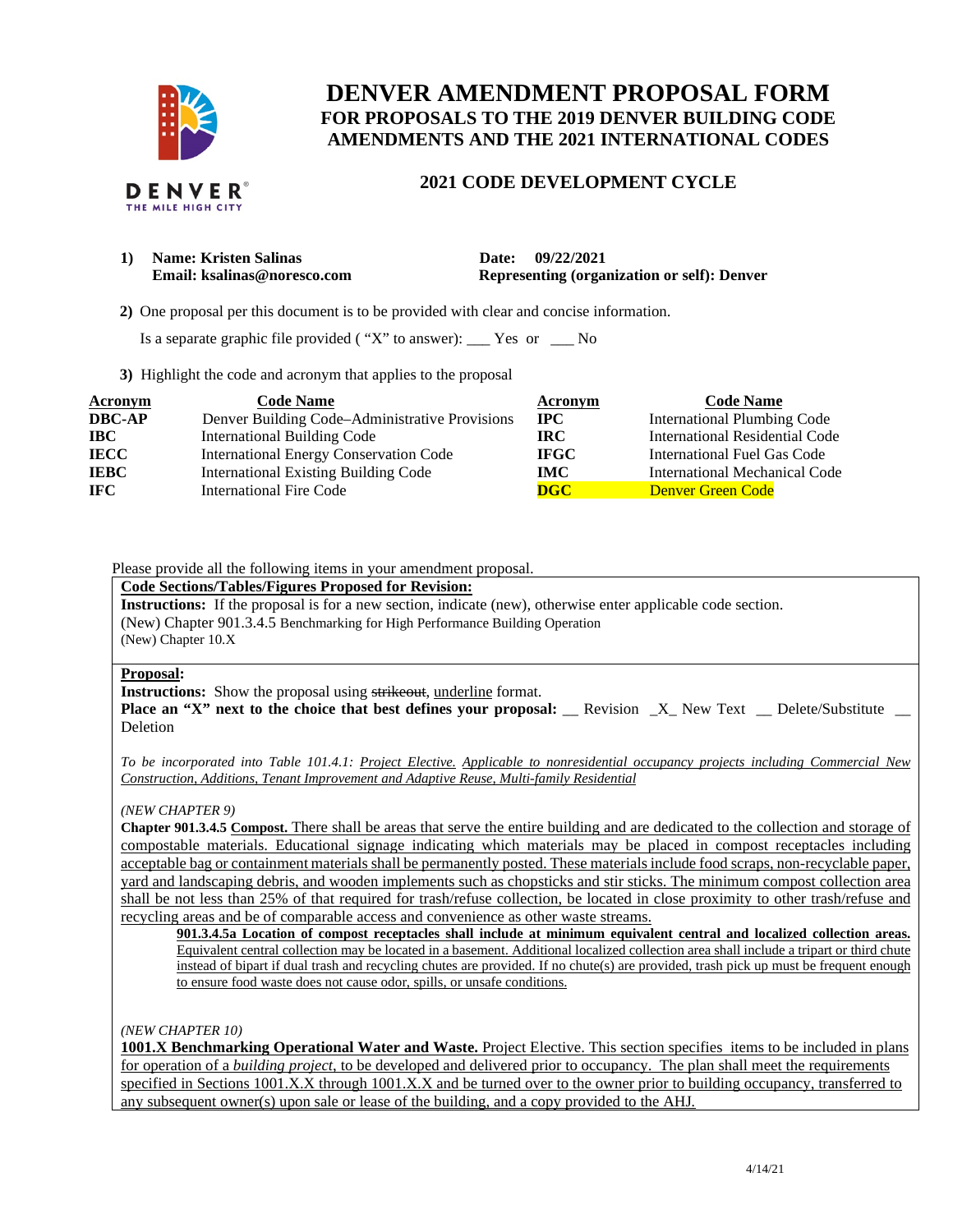# DENVER AMENDMENT PROPOSAL FORM

## FOR PROPOSALS TO THE 2019 DENVER BUILDING CODE AMENDMENTS AND THE 2021 INTERNATIONAL CODES

### 2021 CODE DEVELOPMENT CYCLE

**1) Name: Kristen Salinas**
**Email: ksalinas@noresco.com**

**Date: 09/22/2021**
**Representing (organization or self): Denver**

**2)** One proposal per this document is to be provided with clear and concise information.

Is a separate graphic file provided ( "X" to answer): ___ Yes or ___ No

**3)** Highlight the code and acronym that applies to the proposal

| Acronym | Code Name | Acronym | Code Name |
|---|---|---|---|
| **DBC-AP** | Denver Building Code–Administrative Provisions | **IPC** | International Plumbing Code |
| **IBC** | International Building Code | **IRC** | International Residential Code |
| **IECC** | International Energy Conservation Code | **IFGC** | International Fuel Gas Code |
| **IEBC** | International Existing Building Code | **IMC** | International Mechanical Code |
| **IFC** | International Fire Code | **DGC** | Denver Green Code |

Please provide all the following items in your amendment proposal.

**Code Sections/Tables/Figures Proposed for Revision:**

**Instructions:** If the proposal is for a new section, indicate (new), otherwise enter applicable code section.

(New) Chapter 901.3.4.5 Benchmarking for High Performance Building Operation

(New) Chapter 10.X

**Proposal:**

**Instructions:** Show the proposal using ~~strikeout~~, underline format.

**Place an "X" next to the choice that best defines your proposal:** __ Revision _X_ New Text __ Delete/Substitute __ Deletion

*To be incorporated into Table 101.4.1: Project Elective. Applicable to nonresidential occupancy projects including Commercial New Construction, Additions, Tenant Improvement and Adaptive Reuse, Multi-family Residential*

*(NEW CHAPTER 9)*

**Chapter 901.3.4.5 Compost.** There shall be areas that serve the entire building and are dedicated to the collection and storage of compostable materials. Educational signage indicating which materials may be placed in compost receptacles including acceptable bag or containment materials shall be permanently posted. These materials include food scraps, non-recyclable paper, yard and landscaping debris, and wooden implements such as chopsticks and stir sticks. The minimum compost collection area shall be not less than 25% of that required for trash/refuse collection, be located in close proximity to other trash/refuse and recycling areas and be of comparable access and convenience as other waste streams.

> **901.3.4.5a Location of compost receptacles shall include at minimum equivalent central and localized collection areas.** Equivalent central collection may be located in a basement. Additional localized collection area shall include a tripart or third chute instead of bipart if dual trash and recycling chutes are provided. If no chute(s) are provided, trash pick up must be frequent enough to ensure food waste does not cause odor, spills, or unsafe conditions.

*(NEW CHAPTER 10)*

**1001.X Benchmarking Operational Water and Waste.** Project Elective. This section specifies items to be included in plans for operation of a *building project*, to be developed and delivered prior to occupancy. The plan shall meet the requirements specified in Sections 1001.X.X through 1001.X.X and be turned over to the owner prior to building occupancy, transferred to any subsequent owner(s) upon sale or lease of the building, and a copy provided to the AHJ.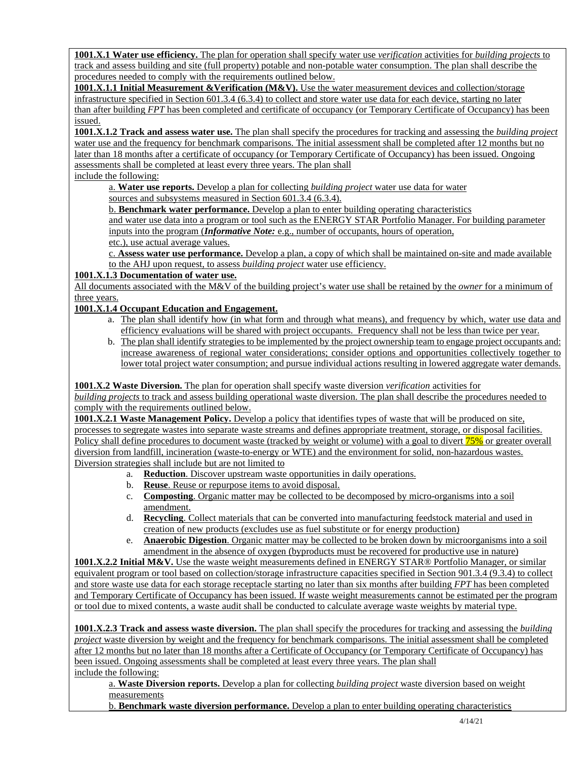**1001.X.1 Water use efficiency.** The plan for operation shall specify water use *verification* activities for *building projects* to track and assess building and site (full property) potable and non-potable water consumption. The plan shall describe the procedures needed to comply with the requirements outlined below.

**1001.X.1.1 Initial Measurement &Verification (M&V).** Use the water measurement devices and collection/storage infrastructure specified in Section 601.3.4 (6.3.4) to collect and store water use data for each device, starting no later than after building *FPT* has been completed and certificate of occupancy (or Temporary Certificate of Occupancy) has been issued.

**1001.X.1.2 Track and assess water use.** The plan shall specify the procedures for tracking and assessing the *building project* water use and the frequency for benchmark comparisons. The initial assessment shall be completed after 12 months but no later than 18 months after a certificate of occupancy (or Temporary Certificate of Occupancy) has been issued. Ongoing assessments shall be completed at least every three years. The plan shall include the following:

a. **Water use reports.** Develop a plan for collecting *building project* water use data for water sources and subsystems measured in Section 601.3.4 (6.3.4).

b. **Benchmark water performance.** Develop a plan to enter building operating characteristics and water use data into a program or tool such as the ENERGY STAR Portfolio Manager. For building parameter inputs into the program (***Informative Note:*** e.g., number of occupants, hours of operation, etc.), use actual average values.

c. **Assess water use performance.** Develop a plan, a copy of which shall be maintained on-site and made available to the AHJ upon request, to assess *building project* water use efficiency.

**1001.X.1.3 Documentation of water use.**

All documents associated with the M&V of the building project's water use shall be retained by the *owner* for a minimum of three years.

**1001.X.1.4 Occupant Education and Engagement.**

a. The plan shall identify how (in what form and through what means), and frequency by which, water use data and efficiency evaluations will be shared with project occupants. Frequency shall not be less than twice per year.
b. The plan shall identify strategies to be implemented by the project ownership team to engage project occupants and: increase awareness of regional water considerations; consider options and opportunities collectively together to lower total project water consumption; and pursue individual actions resulting in lowered aggregate water demands.

**1001.X.2 Waste Diversion.** The plan for operation shall specify waste diversion *verification* activities for *building projects* to track and assess building operational waste diversion. The plan shall describe the procedures needed to comply with the requirements outlined below.

**1001.X.2.1 Waste Management Policy.** Develop a policy that identifies types of waste that will be produced on site, processes to segregate wastes into separate waste streams and defines appropriate treatment, storage, or disposal facilities. Policy shall define procedures to document waste (tracked by weight or volume) with a goal to divert 75% or greater overall diversion from landfill, incineration (waste-to-energy or WTE) and the environment for solid, non-hazardous wastes. Diversion strategies shall include but are not limited to

a. **Reduction**. Discover upstream waste opportunities in daily operations.
b. **Reuse**. Reuse or repurpose items to avoid disposal.
c. **Composting**. Organic matter may be collected to be decomposed by micro-organisms into a soil amendment.
d. **Recycling**. Collect materials that can be converted into manufacturing feedstock material and used in creation of new products (excludes use as fuel substitute or for energy production)
e. **Anaerobic Digestion**. Organic matter may be collected to be broken down by microorganisms into a soil amendment in the absence of oxygen (byproducts must be recovered for productive use in nature)

**1001.X.2.2 Initial M&V.** Use the waste weight measurements defined in ENERGY STAR® Portfolio Manager, or similar equivalent program or tool based on collection/storage infrastructure capacities specified in Section 901.3.4 (9.3.4) to collect and store waste use data for each storage receptacle starting no later than six months after building *FPT* has been completed and Temporary Certificate of Occupancy has been issued. If waste weight measurements cannot be estimated per the program or tool due to mixed contents, a waste audit shall be conducted to calculate average waste weights by material type.

**1001.X.2.3 Track and assess waste diversion.** The plan shall specify the procedures for tracking and assessing the *building project* waste diversion by weight and the frequency for benchmark comparisons. The initial assessment shall be completed after 12 months but no later than 18 months after a Certificate of Occupancy (or Temporary Certificate of Occupancy) has been issued. Ongoing assessments shall be completed at least every three years. The plan shall include the following:

a. **Waste Diversion reports.** Develop a plan for collecting *building project* waste diversion based on weight measurements

b. **Benchmark waste diversion performance.** Develop a plan to enter building operating characteristics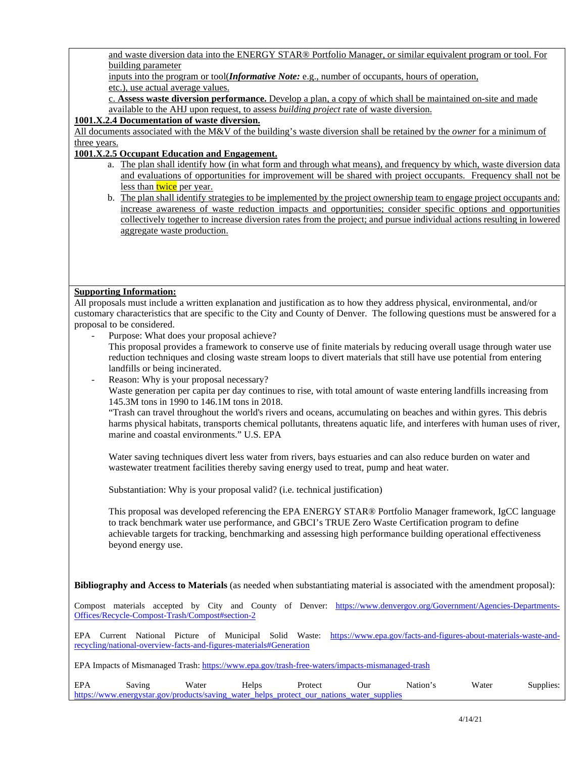and waste diversion data into the ENERGY STAR® Portfolio Manager, or similar equivalent program or tool. For building parameter inputs into the program or tool(***Informative Note:*** e.g., number of occupants, hours of operation, etc.), use actual average values.

c. **Assess waste diversion performance.** Develop a plan, a copy of which shall be maintained on-site and made available to the AHJ upon request, to assess *building project* rate of waste diversion.

**1001.X.2.4 Documentation of waste diversion.**

All documents associated with the M&V of the building's waste diversion shall be retained by the *owner* for a minimum of three years.

**1001.X.2.5 Occupant Education and Engagement.**

a. The plan shall identify how (in what form and through what means), and frequency by which, waste diversion data and evaluations of opportunities for improvement will be shared with project occupants. Frequency shall not be less than twice per year.

b. The plan shall identify strategies to be implemented by the project ownership team to engage project occupants and: increase awareness of waste reduction impacts and opportunities; consider specific options and opportunities collectively together to increase diversion rates from the project; and pursue individual actions resulting in lowered aggregate waste production.

**Supporting Information:**

All proposals must include a written explanation and justification as to how they address physical, environmental, and/or customary characteristics that are specific to the City and County of Denver. The following questions must be answered for a proposal to be considered.

- Purpose: What does your proposal achieve?
  This proposal provides a framework to conserve use of finite materials by reducing overall usage through water use reduction techniques and closing waste stream loops to divert materials that still have use potential from entering landfills or being incinerated.
- Reason: Why is your proposal necessary?
  Waste generation per capita per day continues to rise, with total amount of waste entering landfills increasing from 145.3M tons in 1990 to 146.1M tons in 2018.
  "Trash can travel throughout the world's rivers and oceans, accumulating on beaches and within gyres. This debris harms physical habitats, transports chemical pollutants, threatens aquatic life, and interferes with human uses of river, marine and coastal environments." U.S. EPA

  Water saving techniques divert less water from rivers, bays estuaries and can also reduce burden on water and wastewater treatment facilities thereby saving energy used to treat, pump and heat water.

  Substantiation: Why is your proposal valid? (i.e. technical justification)

  This proposal was developed referencing the EPA ENERGY STAR® Portfolio Manager framework, IgCC language to track benchmark water use performance, and GBCI's TRUE Zero Waste Certification program to define achievable targets for tracking, benchmarking and assessing high performance building operational effectiveness beyond energy use.

**Bibliography and Access to Materials** (as needed when substantiating material is associated with the amendment proposal):

Compost materials accepted by City and County of Denver: https://www.denvergov.org/Government/Agencies-Departments-Offices/Recycle-Compost-Trash/Compost#section-2

EPA Current National Picture of Municipal Solid Waste: https://www.epa.gov/facts-and-figures-about-materials-waste-and-recycling/national-overview-facts-and-figures-materials#Generation

EPA Impacts of Mismanaged Trash: https://www.epa.gov/trash-free-waters/impacts-mismanaged-trash

EPA Saving Water Helps Protect Our Nation's Water Supplies: https://www.energystar.gov/products/saving_water_helps_protect_our_nations_water_supplies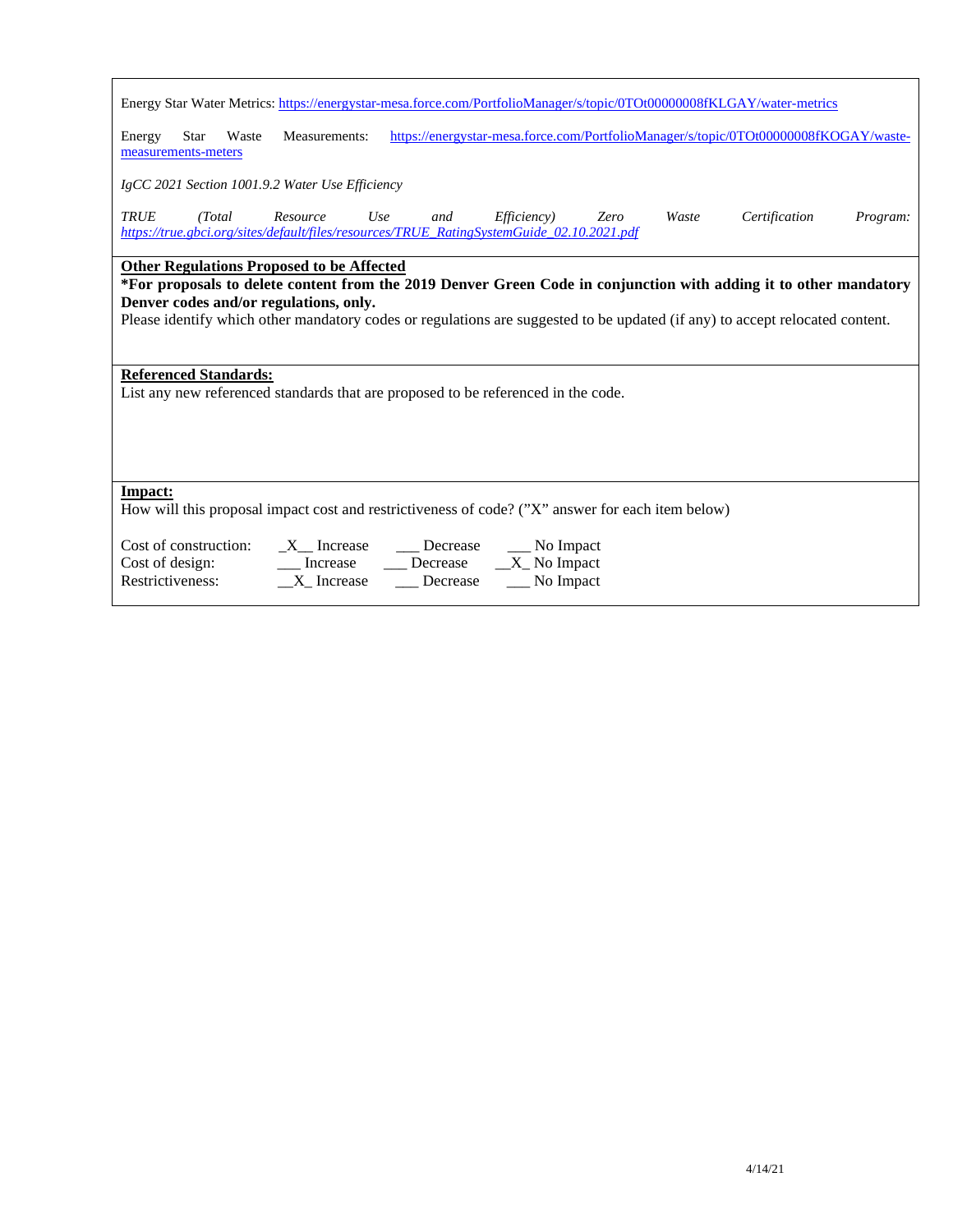Energy Star Water Metrics: https://energystar-mesa.force.com/PortfolioManager/s/topic/0TOt00000008fKLGAY/water-metrics

Energy Star Waste Measurements: https://energystar-mesa.force.com/PortfolioManager/s/topic/0TOt00000008fKOGAY/waste-measurements-meters

*IgCC 2021 Section 1001.9.2 Water Use Efficiency*

*TRUE (Total Resource Use and Efficiency) Zero Waste Certification Program: https://true.gbci.org/sites/default/files/resources/TRUE_RatingSystemGuide_02.10.2021.pdf*

**Other Regulations Proposed to be Affected**

**\*For proposals to delete content from the 2019 Denver Green Code in conjunction with adding it to other mandatory Denver codes and/or regulations, only.**

Please identify which other mandatory codes or regulations are suggested to be updated (if any) to accept relocated content.

**Referenced Standards:**

List any new referenced standards that are proposed to be referenced in the code.

**Impact:**

How will this proposal impact cost and restrictiveness of code? (”X” answer for each item below)

| | | | |
|---|---|---|---|
| Cost of construction: | _X__ Increase | ___ Decrease | ___ No Impact |
| Cost of design: | ___ Increase | ___ Decrease | __X_ No Impact |
| Restrictiveness: | __X_ Increase | ___ Decrease | ___ No Impact |

4/14/21